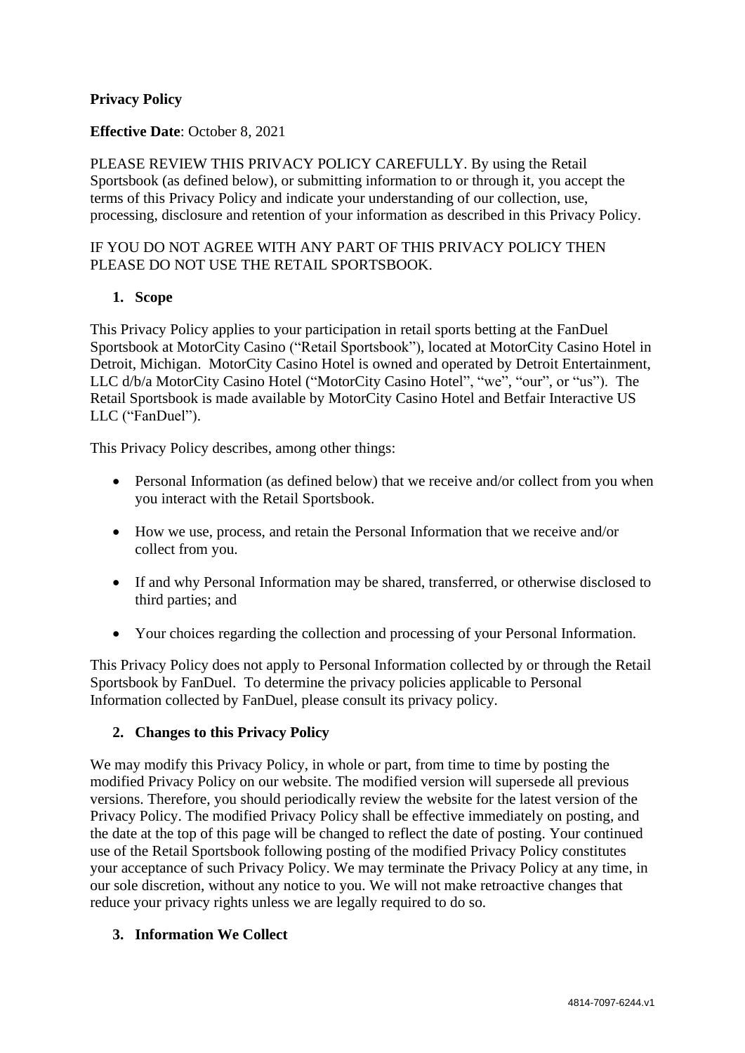**Privacy Policy**

**Effective Date**: October 8, 2021

PLEASE REVIEW THIS PRIVACY POLICY CAREFULLY. By using the Retail Sportsbook (as defined below), or submitting information to or through it, you accept the terms of this Privacy Policy and indicate your understanding of our collection, use, processing, disclosure and retention of your information as described in this Privacy Policy.

IF YOU DO NOT AGREE WITH ANY PART OF THIS PRIVACY POLICY THEN PLEASE DO NOT USE THE RETAIL SPORTSBOOK.

## 1. Scope

This Privacy Policy applies to your participation in retail sports betting at the FanDuel Sportsbook at MotorCity Casino ("Retail Sportsbook"), located at MotorCity Casino Hotel in Detroit, Michigan. MotorCity Casino Hotel is owned and operated by Detroit Entertainment, LLC d/b/a MotorCity Casino Hotel ("MotorCity Casino Hotel", "we", "our", or "us"). The Retail Sportsbook is made available by MotorCity Casino Hotel and Betfair Interactive US LLC ("FanDuel").

This Privacy Policy describes, among other things:

- Personal Information (as defined below) that we receive and/or collect from you when you interact with the Retail Sportsbook.
- How we use, process, and retain the Personal Information that we receive and/or collect from you.
- If and why Personal Information may be shared, transferred, or otherwise disclosed to third parties; and
- Your choices regarding the collection and processing of your Personal Information.

This Privacy Policy does not apply to Personal Information collected by or through the Retail Sportsbook by FanDuel. To determine the privacy policies applicable to Personal Information collected by FanDuel, please consult its privacy policy.

## 2. Changes to this Privacy Policy

We may modify this Privacy Policy, in whole or part, from time to time by posting the modified Privacy Policy on our website. The modified version will supersede all previous versions. Therefore, you should periodically review the website for the latest version of the Privacy Policy. The modified Privacy Policy shall be effective immediately on posting, and the date at the top of this page will be changed to reflect the date of posting. Your continued use of the Retail Sportsbook following posting of the modified Privacy Policy constitutes your acceptance of such Privacy Policy. We may terminate the Privacy Policy at any time, in our sole discretion, without any notice to you. We will not make retroactive changes that reduce your privacy rights unless we are legally required to do so.

## 3. Information We Collect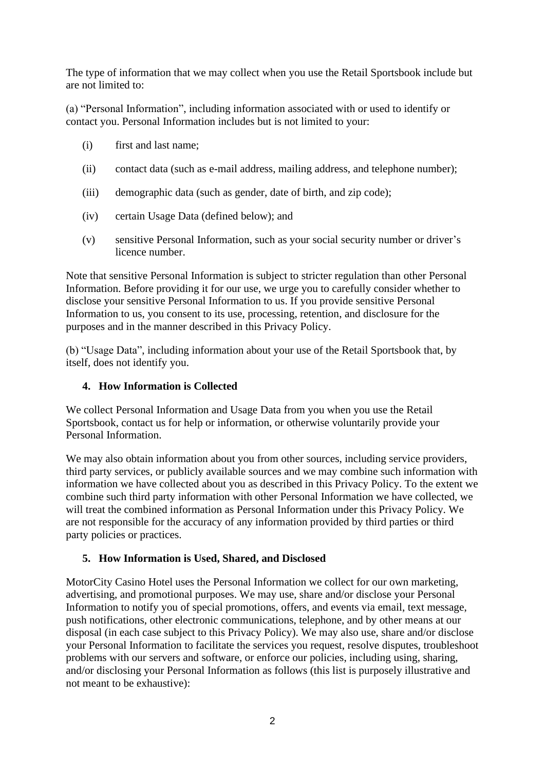The type of information that we may collect when you use the Retail Sportsbook include but are not limited to:

(a) "Personal Information", including information associated with or used to identify or contact you. Personal Information includes but is not limited to your:

(i) first and last name;

(ii) contact data (such as e-mail address, mailing address, and telephone number);

(iii) demographic data (such as gender, date of birth, and zip code);

(iv) certain Usage Data (defined below); and

(v) sensitive Personal Information, such as your social security number or driver's licence number.

Note that sensitive Personal Information is subject to stricter regulation than other Personal Information. Before providing it for our use, we urge you to carefully consider whether to disclose your sensitive Personal Information to us. If you provide sensitive Personal Information to us, you consent to its use, processing, retention, and disclosure for the purposes and in the manner described in this Privacy Policy.

(b) "Usage Data", including information about your use of the Retail Sportsbook that, by itself, does not identify you.

## 4. How Information is Collected

We collect Personal Information and Usage Data from you when you use the Retail Sportsbook, contact us for help or information, or otherwise voluntarily provide your Personal Information.

We may also obtain information about you from other sources, including service providers, third party services, or publicly available sources and we may combine such information with information we have collected about you as described in this Privacy Policy. To the extent we combine such third party information with other Personal Information we have collected, we will treat the combined information as Personal Information under this Privacy Policy. We are not responsible for the accuracy of any information provided by third parties or third party policies or practices.

## 5. How Information is Used, Shared, and Disclosed

MotorCity Casino Hotel uses the Personal Information we collect for our own marketing, advertising, and promotional purposes. We may use, share and/or disclose your Personal Information to notify you of special promotions, offers, and events via email, text message, push notifications, other electronic communications, telephone, and by other means at our disposal (in each case subject to this Privacy Policy). We may also use, share and/or disclose your Personal Information to facilitate the services you request, resolve disputes, troubleshoot problems with our servers and software, or enforce our policies, including using, sharing, and/or disclosing your Personal Information as follows (this list is purposely illustrative and not meant to be exhaustive):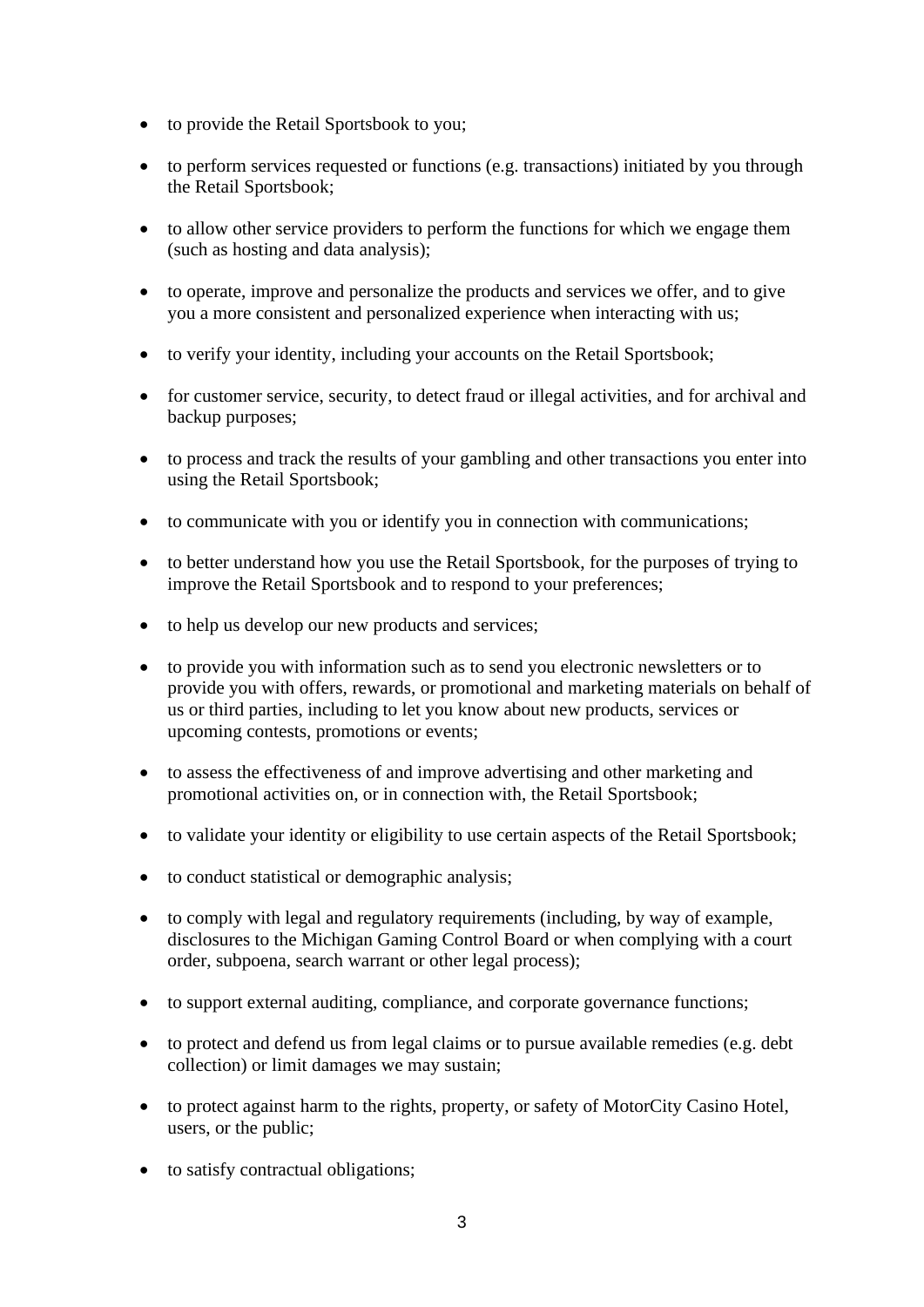- to provide the Retail Sportsbook to you;
- to perform services requested or functions (e.g. transactions) initiated by you through the Retail Sportsbook;
- to allow other service providers to perform the functions for which we engage them (such as hosting and data analysis);
- to operate, improve and personalize the products and services we offer, and to give you a more consistent and personalized experience when interacting with us;
- to verify your identity, including your accounts on the Retail Sportsbook;
- for customer service, security, to detect fraud or illegal activities, and for archival and backup purposes;
- to process and track the results of your gambling and other transactions you enter into using the Retail Sportsbook;
- to communicate with you or identify you in connection with communications;
- to better understand how you use the Retail Sportsbook, for the purposes of trying to improve the Retail Sportsbook and to respond to your preferences;
- to help us develop our new products and services;
- to provide you with information such as to send you electronic newsletters or to provide you with offers, rewards, or promotional and marketing materials on behalf of us or third parties, including to let you know about new products, services or upcoming contests, promotions or events;
- to assess the effectiveness of and improve advertising and other marketing and promotional activities on, or in connection with, the Retail Sportsbook;
- to validate your identity or eligibility to use certain aspects of the Retail Sportsbook;
- to conduct statistical or demographic analysis;
- to comply with legal and regulatory requirements (including, by way of example, disclosures to the Michigan Gaming Control Board or when complying with a court order, subpoena, search warrant or other legal process);
- to support external auditing, compliance, and corporate governance functions;
- to protect and defend us from legal claims or to pursue available remedies (e.g. debt collection) or limit damages we may sustain;
- to protect against harm to the rights, property, or safety of MotorCity Casino Hotel, users, or the public;
- to satisfy contractual obligations;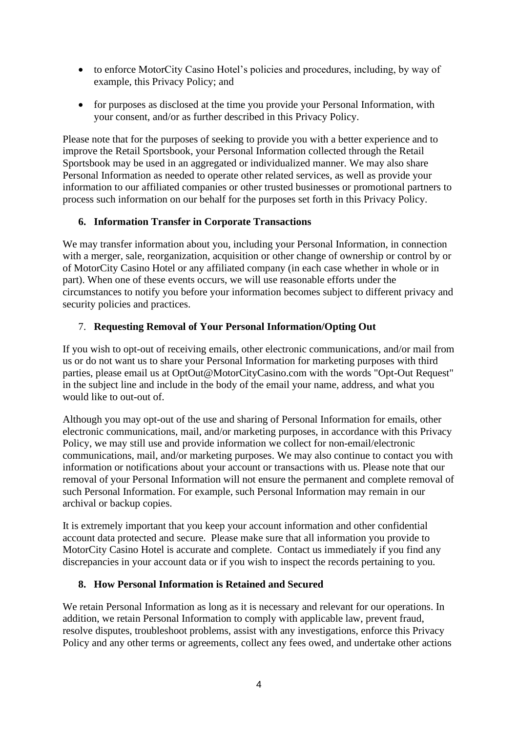- to enforce MotorCity Casino Hotel's policies and procedures, including, by way of example, this Privacy Policy; and
- for purposes as disclosed at the time you provide your Personal Information, with your consent, and/or as further described in this Privacy Policy.

Please note that for the purposes of seeking to provide you with a better experience and to improve the Retail Sportsbook, your Personal Information collected through the Retail Sportsbook may be used in an aggregated or individualized manner. We may also share Personal Information as needed to operate other related services, as well as provide your information to our affiliated companies or other trusted businesses or promotional partners to process such information on our behalf for the purposes set forth in this Privacy Policy.

### 6. Information Transfer in Corporate Transactions

We may transfer information about you, including your Personal Information, in connection with a merger, sale, reorganization, acquisition or other change of ownership or control by or of MotorCity Casino Hotel or any affiliated company (in each case whether in whole or in part). When one of these events occurs, we will use reasonable efforts under the circumstances to notify you before your information becomes subject to different privacy and security policies and practices.

### 7. Requesting Removal of Your Personal Information/Opting Out

If you wish to opt-out of receiving emails, other electronic communications, and/or mail from us or do not want us to share your Personal Information for marketing purposes with third parties, please email us at OptOut@MotorCityCasino.com with the words "Opt-Out Request" in the subject line and include in the body of the email your name, address, and what you would like to out-out of.

Although you may opt-out of the use and sharing of Personal Information for emails, other electronic communications, mail, and/or marketing purposes, in accordance with this Privacy Policy, we may still use and provide information we collect for non-email/electronic communications, mail, and/or marketing purposes. We may also continue to contact you with information or notifications about your account or transactions with us. Please note that our removal of your Personal Information will not ensure the permanent and complete removal of such Personal Information. For example, such Personal Information may remain in our archival or backup copies.

It is extremely important that you keep your account information and other confidential account data protected and secure. Please make sure that all information you provide to MotorCity Casino Hotel is accurate and complete. Contact us immediately if you find any discrepancies in your account data or if you wish to inspect the records pertaining to you.

### 8. How Personal Information is Retained and Secured

We retain Personal Information as long as it is necessary and relevant for our operations. In addition, we retain Personal Information to comply with applicable law, prevent fraud, resolve disputes, troubleshoot problems, assist with any investigations, enforce this Privacy Policy and any other terms or agreements, collect any fees owed, and undertake other actions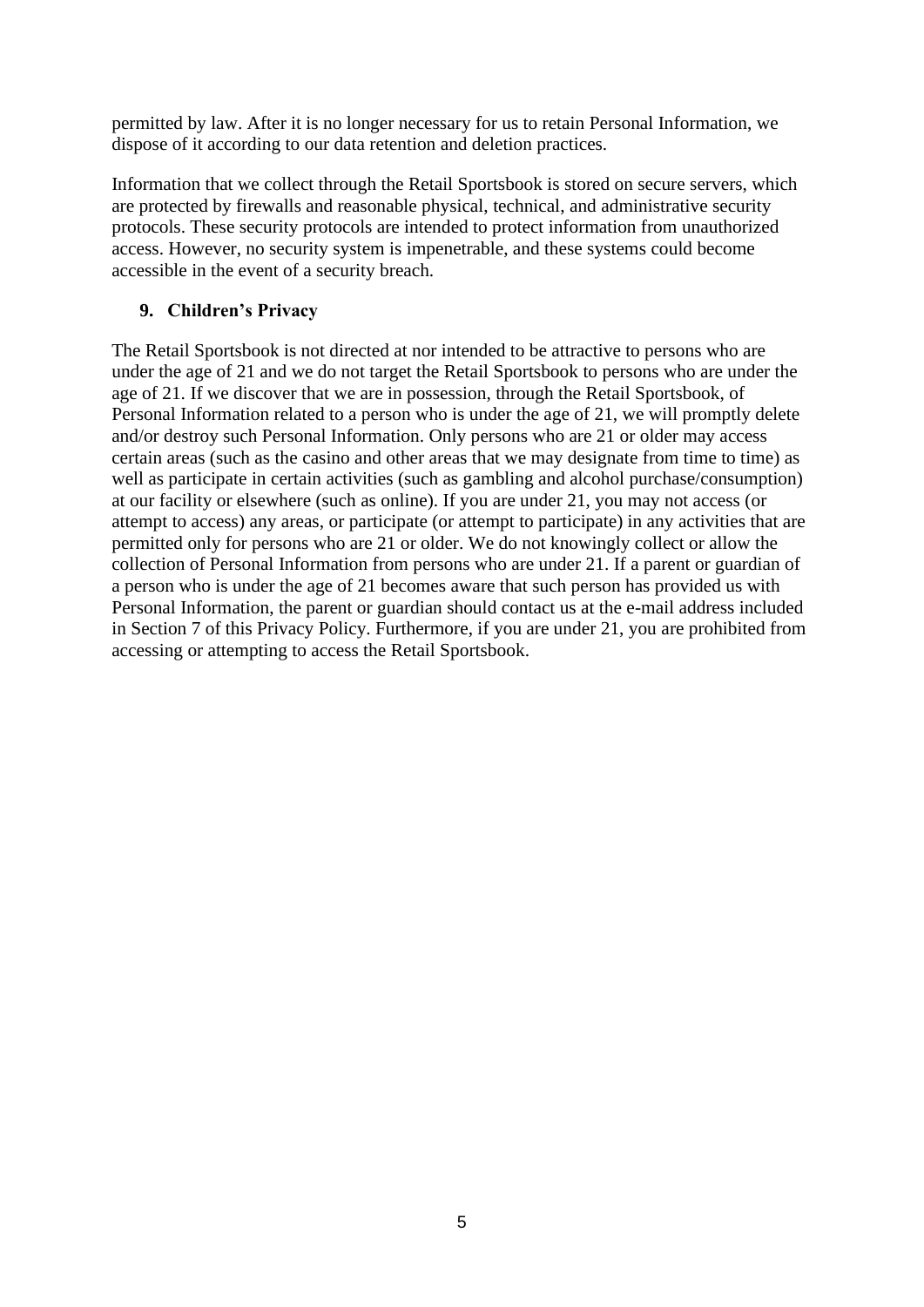permitted by law. After it is no longer necessary for us to retain Personal Information, we dispose of it according to our data retention and deletion practices.

Information that we collect through the Retail Sportsbook is stored on secure servers, which are protected by firewalls and reasonable physical, technical, and administrative security protocols. These security protocols are intended to protect information from unauthorized access. However, no security system is impenetrable, and these systems could become accessible in the event of a security breach.

## 9. Children's Privacy

The Retail Sportsbook is not directed at nor intended to be attractive to persons who are under the age of 21 and we do not target the Retail Sportsbook to persons who are under the age of 21. If we discover that we are in possession, through the Retail Sportsbook, of Personal Information related to a person who is under the age of 21, we will promptly delete and/or destroy such Personal Information. Only persons who are 21 or older may access certain areas (such as the casino and other areas that we may designate from time to time) as well as participate in certain activities (such as gambling and alcohol purchase/consumption) at our facility or elsewhere (such as online). If you are under 21, you may not access (or attempt to access) any areas, or participate (or attempt to participate) in any activities that are permitted only for persons who are 21 or older. We do not knowingly collect or allow the collection of Personal Information from persons who are under 21. If a parent or guardian of a person who is under the age of 21 becomes aware that such person has provided us with Personal Information, the parent or guardian should contact us at the e-mail address included in Section 7 of this Privacy Policy. Furthermore, if you are under 21, you are prohibited from accessing or attempting to access the Retail Sportsbook.